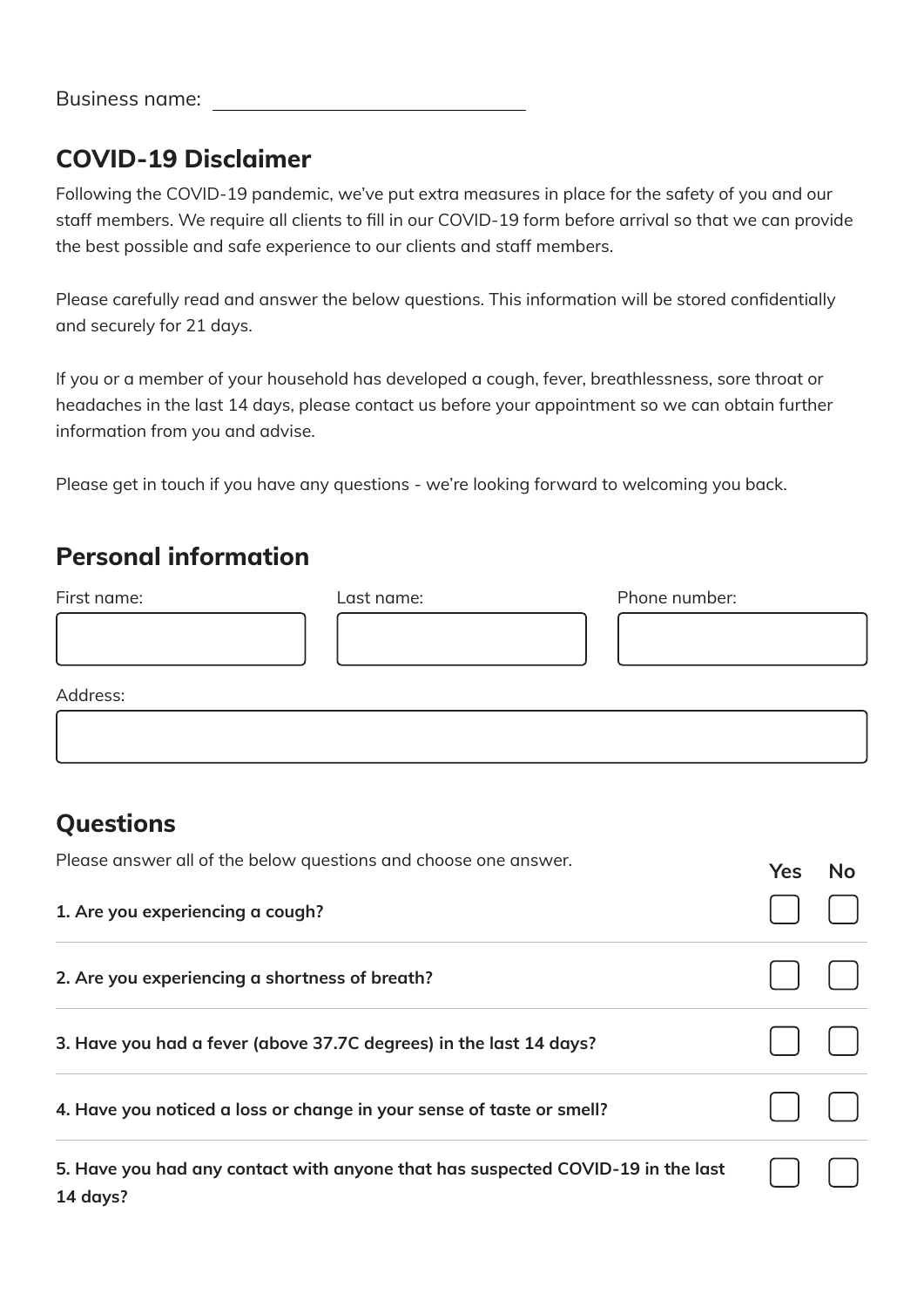Business name: ______________________________

## COVID-19 Disclaimer

Following the COVID-19 pandemic, we've put extra measures in place for the safety of you and our staff members. We require all clients to fill in our COVID-19 form before arrival so that we can provide the best possible and safe experience to our clients and staff members.

Please carefully read and answer the below questions. This information will be stored confidentially and securely for 21 days.

If you or a member of your household has developed a cough, fever, breathlessness, sore throat or headaches in the last 14 days, please contact us before your appointment so we can obtain further information from you and advise.

Please get in touch if you have any questions - we're looking forward to welcoming you back.

## Personal information

| First name: | Last name: | Phone number: |
| --- | --- | --- |
| | | |

Address:

| |
| --- |
| |

## Questions

Please answer all of the below questions and choose one answer.

| | Yes | No |
| --- | --- | --- |
| **1. Are you experiencing a cough?** | ☐ | ☐ |
| **2. Are you experiencing a shortness of breath?** | ☐ | ☐ |
| **3. Have you had a fever (above 37.7C degrees) in the last 14 days?** | ☐ | ☐ |
| **4. Have you noticed a loss or change in your sense of taste or smell?** | ☐ | ☐ |
| **5. Have you had any contact with anyone that has suspected COVID-19 in the last 14 days?** | ☐ | ☐ |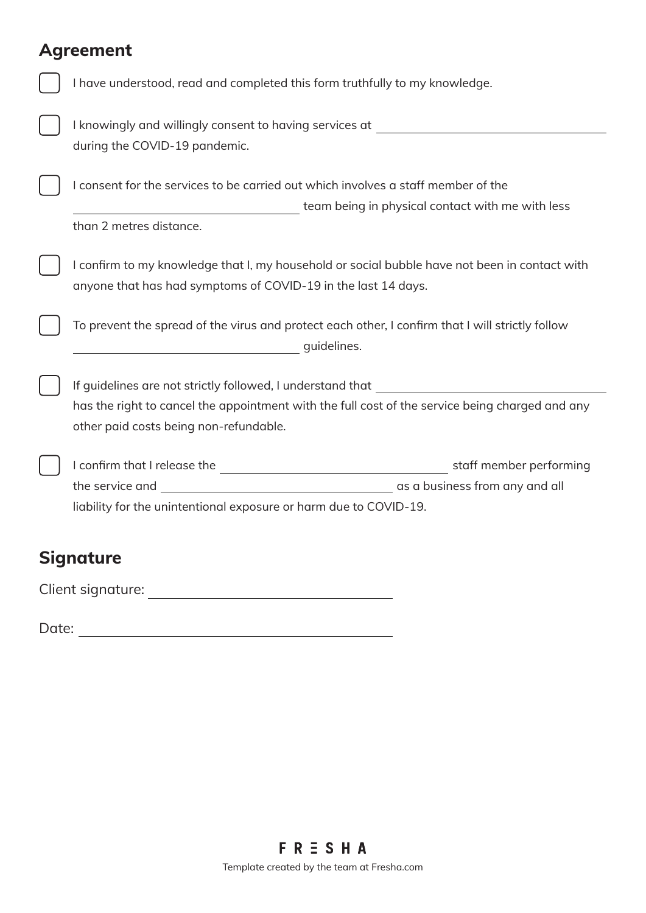## Agreement

- [ ] I have understood, read and completed this form truthfully to my knowledge.
- [ ] I knowingly and willingly consent to having services at ____________________ during the COVID-19 pandemic.
- [ ] I consent for the services to be carried out which involves a staff member of the ____________________ team being in physical contact with me with less than 2 metres distance.
- [ ] I confirm to my knowledge that I, my household or social bubble have not been in contact with anyone that has had symptoms of COVID-19 in the last 14 days.
- [ ] To prevent the spread of the virus and protect each other, I confirm that I will strictly follow ____________________ guidelines.
- [ ] If guidelines are not strictly followed, I understand that ____________________ has the right to cancel the appointment with the full cost of the service being charged and any other paid costs being non-refundable.
- [ ] I confirm that I release the ____________________ staff member performing the service and ____________________ as a business from any and all liability for the unintentional exposure or harm due to COVID-19.

## Signature

Client signature: ____________________

Date: ____________________

FRESHA

Template created by the team at Fresha.com